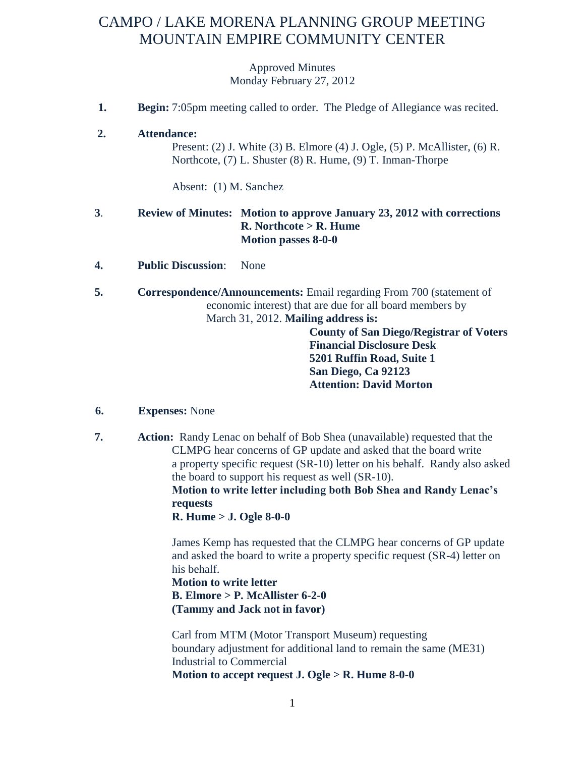# CAMPO / LAKE MORENA PLANNING GROUP MEETING
# MOUNTAIN EMPIRE COMMUNITY CENTER

Approved Minutes
Monday February 27, 2012

1. **Begin:** 7:05pm meeting called to order. The Pledge of Allegiance was recited.

2. **Attendance:**

   Present: (2) J. White (3) B. Elmore (4) J. Ogle, (5) P. McAllister, (6) R. Northcote, (7) L. Shuster (8) R. Hume, (9) T. Inman-Thorpe

   Absent: (1) M. Sanchez

3. **Review of Minutes: Motion to approve January 23, 2012 with corrections**
   **R. Northcote > R. Hume**
   **Motion passes 8-0-0**

4. **Public Discussion**: None

5. **Correspondence/Announcements:** Email regarding From 700 (statement of economic interest) that are due for all board members by March 31, 2012. **Mailing address is:**

   **County of San Diego/Registrar of Voters**
   **Financial Disclosure Desk**
   **5201 Ruffin Road, Suite 1**
   **San Diego, Ca 92123**
   **Attention: David Morton**

6. **Expenses:** None

7. **Action:** Randy Lenac on behalf of Bob Shea (unavailable) requested that the CLMPG hear concerns of GP update and asked that the board write a property specific request (SR-10) letter on his behalf. Randy also asked the board to support his request as well (SR-10).
   **Motion to write letter including both Bob Shea and Randy Lenac's requests**
   **R. Hume > J. Ogle 8-0-0**

   James Kemp has requested that the CLMPG hear concerns of GP update and asked the board to write a property specific request (SR-4) letter on his behalf.
   **Motion to write letter**
   **B. Elmore > P. McAllister 6-2-0**
   **(Tammy and Jack not in favor)**

   Carl from MTM (Motor Transport Museum) requesting boundary adjustment for additional land to remain the same (ME31) Industrial to Commercial
   **Motion to accept request J. Ogle > R. Hume 8-0-0**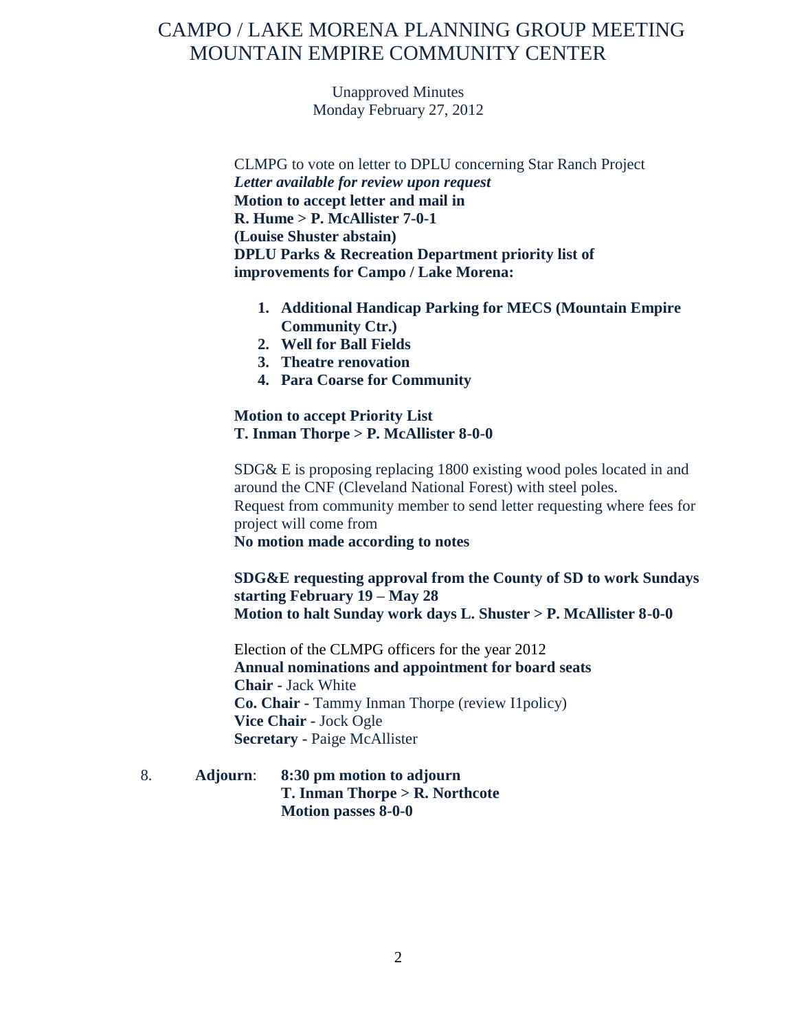# CAMPO / LAKE MORENA PLANNING GROUP MEETING
# MOUNTAIN EMPIRE COMMUNITY CENTER

Unapproved Minutes
Monday February 27, 2012

CLMPG to vote on letter to DPLU concerning Star Ranch Project
***Letter available for review upon request***
**Motion to accept letter and mail in**
**R. Hume > P. McAllister 7-0-1**
**(Louise Shuster abstain)**
**DPLU Parks & Recreation Department priority list of improvements for Campo / Lake Morena:**

1. **Additional Handicap Parking for MECS (Mountain Empire Community Ctr.)**
2. **Well for Ball Fields**
3. **Theatre renovation**
4. **Para Coarse for Community**

**Motion to accept Priority List**
**T. Inman Thorpe > P. McAllister 8-0-0**

SDG& E is proposing replacing 1800 existing wood poles located in and around the CNF (Cleveland National Forest) with steel poles.
Request from community member to send letter requesting where fees for project will come from
**No motion made according to notes**

**SDG&E requesting approval from the County of SD to work Sundays starting February 19 – May 28**
**Motion to halt Sunday work days L. Shuster > P. McAllister 8-0-0**

Election of the CLMPG officers for the year 2012
**Annual nominations and appointment for board seats**
**Chair -** Jack White
**Co. Chair -** Tammy Inman Thorpe (review I1policy)
**Vice Chair -** Jock Ogle
**Secretary -** Paige McAllister

8. **Adjourn**: **8:30 pm motion to adjourn**
**T. Inman Thorpe > R. Northcote**
**Motion passes 8-0-0**